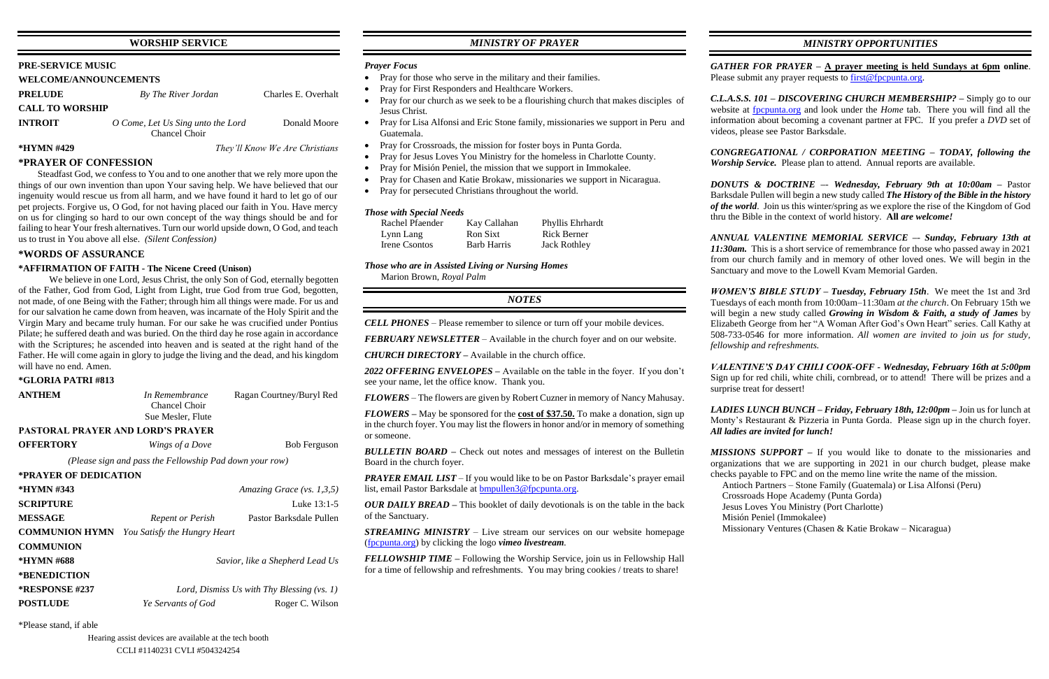## WORSHIP SERVICE

**PRE-SERVICE MUSIC**

**WELCOME/ANNOUNCEMENTS**

| | | |
|---|---|---|
| **PRELUDE** | *By The River Jordan* | Charles E. Overhalt |
| **CALL TO WORSHIP** | | |
| **INTROIT** | *O Come, Let Us Sing unto the Lord* Chancel Choir | Donald Moore |
| **\*HYMN #429** | | *They'll Know We Are Christians* |

**\*PRAYER OF CONFESSION**

Steadfast God, we confess to You and to one another that we rely more upon the things of our own invention than upon Your saving help. We have believed that our ingenuity would rescue us from all harm, and we have found it hard to let go of our pet projects. Forgive us, O God, for not having placed our faith in You. Have mercy on us for clinging so hard to our own concept of the way things should be and for failing to hear Your fresh alternatives. Turn our world upside down, O God, and teach us to trust in You above all else. *(Silent Confession)*

**\*WORDS OF ASSURANCE**

**\*AFFIRMATION OF FAITH - The Nicene Creed (Unison)**

We believe in one Lord, Jesus Christ, the only Son of God, eternally begotten of the Father, God from God, Light from Light, true God from true God, begotten, not made, of one Being with the Father; through him all things were made. For us and for our salvation he came down from heaven, was incarnate of the Holy Spirit and the Virgin Mary and became truly human. For our sake he was crucified under Pontius Pilate; he suffered death and was buried. On the third day he rose again in accordance with the Scriptures; he ascended into heaven and is seated at the right hand of the Father. He will come again in glory to judge the living and the dead, and his kingdom will have no end. Amen.

**\*GLORIA PATRI #813**

| | | |
|---|---|---|
| **ANTHEM** | *In Remembrance* Chancel Choir Sue Mesler, Flute | Ragan Courtney/Buryl Red |

**PASTORAL PRAYER AND LORD'S PRAYER**

| | | |
|---|---|---|
| **OFFERTORY** | *Wings of a Dove* | Bob Ferguson |

*(Please sign and pass the Fellowship Pad down your row)*

**\*PRAYER OF DEDICATION**

| | | |
|---|---|---|
| **\*HYMN #343** | | *Amazing Grace (vs. 1,3,5)* |
| **SCRIPTURE** | | Luke 13:1-5 |
| **MESSAGE** | *Repent or Perish* | Pastor Barksdale Pullen |
| **COMMUNION HYMN** | *You Satisfy the Hungry Heart* | |
| **COMMUNION** | | |
| **\*HYMN #688** | | *Savior, like a Shepherd Lead Us* |
| **\*BENEDICTION** | | |
| **\*RESPONSE #237** | | *Lord, Dismiss Us with Thy Blessing (vs. 1)* |
| **POSTLUDE** | *Ye Servants of God* | Roger C. Wilson |

\*Please stand, if able

Hearing assist devices are available at the tech booth

CCLI #1140231 CVLI #504324254

## *MINISTRY OF PRAYER*

### *Prayer Focus*

- Pray for those who serve in the military and their families.
- Pray for First Responders and Healthcare Workers.
- Pray for our church as we seek to be a flourishing church that makes disciples of Jesus Christ.
- Pray for Lisa Alfonsi and Eric Stone family, missionaries we support in Peru and Guatemala.
- Pray for Crossroads, the mission for foster boys in Punta Gorda.
- Pray for Jesus Loves You Ministry for the homeless in Charlotte County.
- Pray for Misión Peniel, the mission that we support in Immokalee.
- Pray for Chasen and Katie Brokaw, missionaries we support in Nicaragua.
- Pray for persecuted Christians throughout the world.

### *Those with Special Needs*

| | | |
|---|---|---|
| Rachel Pfaender | Kay Callahan | Phyllis Ehrhardt |
| Lynn Lang | Ron Sixt | Rick Berner |
| Irene Csontos | Barb Harris | Jack Rothley |

### *Those who are in Assisted Living or Nursing Homes*

Marion Brown, *Royal Palm*

## *NOTES*

*CELL PHONES* – Please remember to silence or turn off your mobile devices.

*FEBRUARY NEWSLETTER* – Available in the church foyer and on our website.

*CHURCH DIRECTORY* – Available in the church office.

*2022 OFFERING ENVELOPES* – Available on the table in the foyer. If you don't see your name, let the office know. Thank you.

*FLOWERS* – The flowers are given by Robert Cuzner in memory of Nancy Mahusay.

*FLOWERS* – May be sponsored for the **cost of $37.50.** To make a donation, sign up in the church foyer. You may list the flowers in honor and/or in memory of something or someone.

*BULLETIN BOARD* – Check out notes and messages of interest on the Bulletin Board in the church foyer.

*PRAYER EMAIL LIST* – If you would like to be on Pastor Barksdale's prayer email list, email Pastor Barksdale at bmpullen3@fpcpunta.org.

*OUR DAILY BREAD* – This booklet of daily devotionals is on the table in the back of the Sanctuary.

*STREAMING MINISTRY* – Live stream our services on our website homepage (fpcpunta.org) by clicking the logo *vimeo livestream*.

*FELLOWSHIP TIME* – Following the Worship Service, join us in Fellowship Hall for a time of fellowship and refreshments. You may bring cookies / treats to share!

## *MINISTRY OPPORTUNITIES*

***GATHER FOR PRAYER*** – **A prayer meeting is held Sundays at 6pm online**. Please submit any prayer requests to first@fpcpunta.org.

***C.L.A.S.S. 101 – DISCOVERING CHURCH MEMBERSHIP?*** – Simply go to our website at fpcpunta.org and look under the *Home* tab. There you will find all the information about becoming a covenant partner at FPC. If you prefer a *DVD* set of videos, please see Pastor Barksdale.

***CONGREGATIONAL / CORPORATION MEETING – TODAY, following the Worship Service.*** Please plan to attend. Annual reports are available.

***DONUTS & DOCTRINE –- Wednesday, February 9th at 10:00am*** – Pastor Barksdale Pullen will begin a new study called ***The History of the Bible in the history of the world***. Join us this winter/spring as we explore the rise of the Kingdom of God thru the Bible in the context of world history. **All** ***are welcome!***

***ANNUAL VALENTINE MEMORIAL SERVICE –- Sunday, February 13th at 11:30am.*** This is a short service of remembrance for those who passed away in 2021 from our church family and in memory of other loved ones. We will begin in the Sanctuary and move to the Lowell Kvam Memorial Garden.

***WOMEN'S BIBLE STUDY – Tuesday, February 15th***. We meet the 1st and 3rd Tuesdays of each month from 10:00am–11:30am *at the church*. On February 15th we will begin a new study called ***Growing in Wisdom & Faith, a study of James*** by Elizabeth George from her "A Woman After God's Own Heart" series. Call Kathy at 508-733-0546 for more information. *All women are invited to join us for study, fellowship and refreshments.*

***VALENTINE'S DAY CHILI COOK-OFF - Wednesday, February 16th at 5:00pm*** Sign up for red chili, white chili, cornbread, or to attend! There will be prizes and a surprise treat for dessert!

***LADIES LUNCH BUNCH – Friday, February 18th, 12:00pm*** – Join us for lunch at Monty's Restaurant & Pizzeria in Punta Gorda. Please sign up in the church foyer. ***All ladies are invited for lunch!***

***MISSIONS SUPPORT*** – If you would like to donate to the missionaries and organizations that we are supporting in 2021 in our church budget, please make checks payable to FPC and on the memo line write the name of the mission.

Antioch Partners – Stone Family (Guatemala) or Lisa Alfonsi (Peru)
Crossroads Hope Academy (Punta Gorda)
Jesus Loves You Ministry (Port Charlotte)
Misión Peniel (Immokalee)
Missionary Ventures (Chasen & Katie Brokaw – Nicaragua)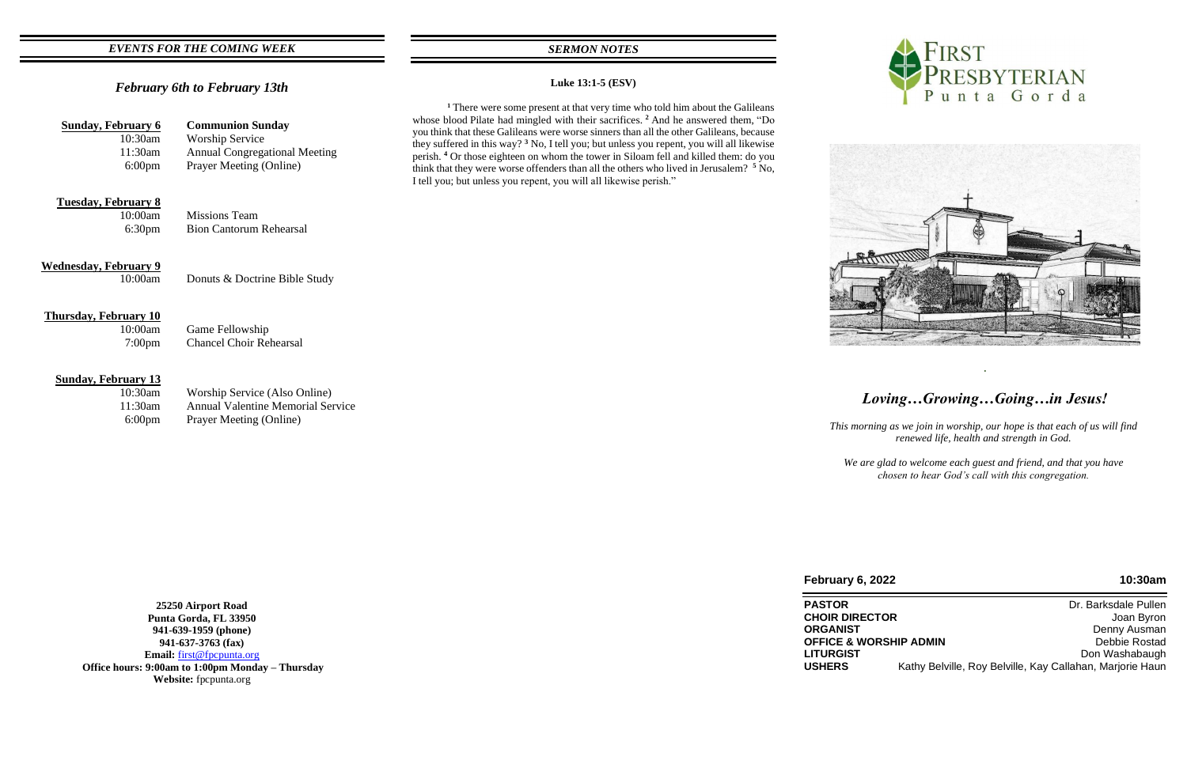## *EVENTS FOR THE COMING WEEK*

### *February 6th to February 13th*

| | | |
|---|---|---|
| **Sunday, February 6** | | **Communion Sunday** |
| | 10:30am | Worship Service |
| | 11:30am | Annual Congregational Meeting |
| | 6:00pm | Prayer Meeting (Online) |
| **Tuesday, February 8** | | |
| | 10:00am | Missions Team |
| | 6:30pm | Bion Cantorum Rehearsal |
| **Wednesday, February 9** | | |
| | 10:00am | Donuts & Doctrine Bible Study |
| **Thursday, February 10** | | |
| | 10:00am | Game Fellowship |
| | 7:00pm | Chancel Choir Rehearsal |
| **Sunday, February 13** | | |
| | 10:30am | Worship Service (Also Online) |
| | 11:30am | Annual Valentine Memorial Service |
| | 6:00pm | Prayer Meeting (Online) |

**25250 Airport Road**
**Punta Gorda, FL 33950**
**941-639-1959 (phone)**
**941-637-3763 (fax)**
**Email:** first@fpcpunta.org
**Office hours: 9:00am to 1:00pm Monday – Thursday**
**Website:** fpcpunta.org

## *SERMON NOTES*

**Luke 13:1-5 (ESV)**

[1] There were some present at that very time who told him about the Galileans whose blood Pilate had mingled with their sacrifices. [2] And he answered them, "Do you think that these Galileans were worse sinners than all the other Galileans, because they suffered in this way? [3] No, I tell you; but unless you repent, you will all likewise perish. [4] Or those eighteen on whom the tower in Siloam fell and killed them: do you think that they were worse offenders than all the others who lived in Jerusalem? [5] No, I tell you; but unless you repent, you will all likewise perish."

FIRST PRESBYTERIAN
Punta Gorda

# *Loving…Growing…Going…in Jesus!*

*This morning as we join in worship, our hope is that each of us will find renewed life, health and strength in God.*

*We are glad to welcome each guest and friend, and that you have chosen to hear God's call with this congregation.*

**February 6, 2022** **10:30am**

| | |
|---|---|
| **PASTOR** | Dr. Barksdale Pullen |
| **CHOIR DIRECTOR** | Joan Byron |
| **ORGANIST** | Denny Ausman |
| **OFFICE & WORSHIP ADMIN** | Debbie Rostad |
| **LITURGIST** | Don Washabaugh |
| **USHERS** | Kathy Belville, Roy Belville, Kay Callahan, Marjorie Haun |